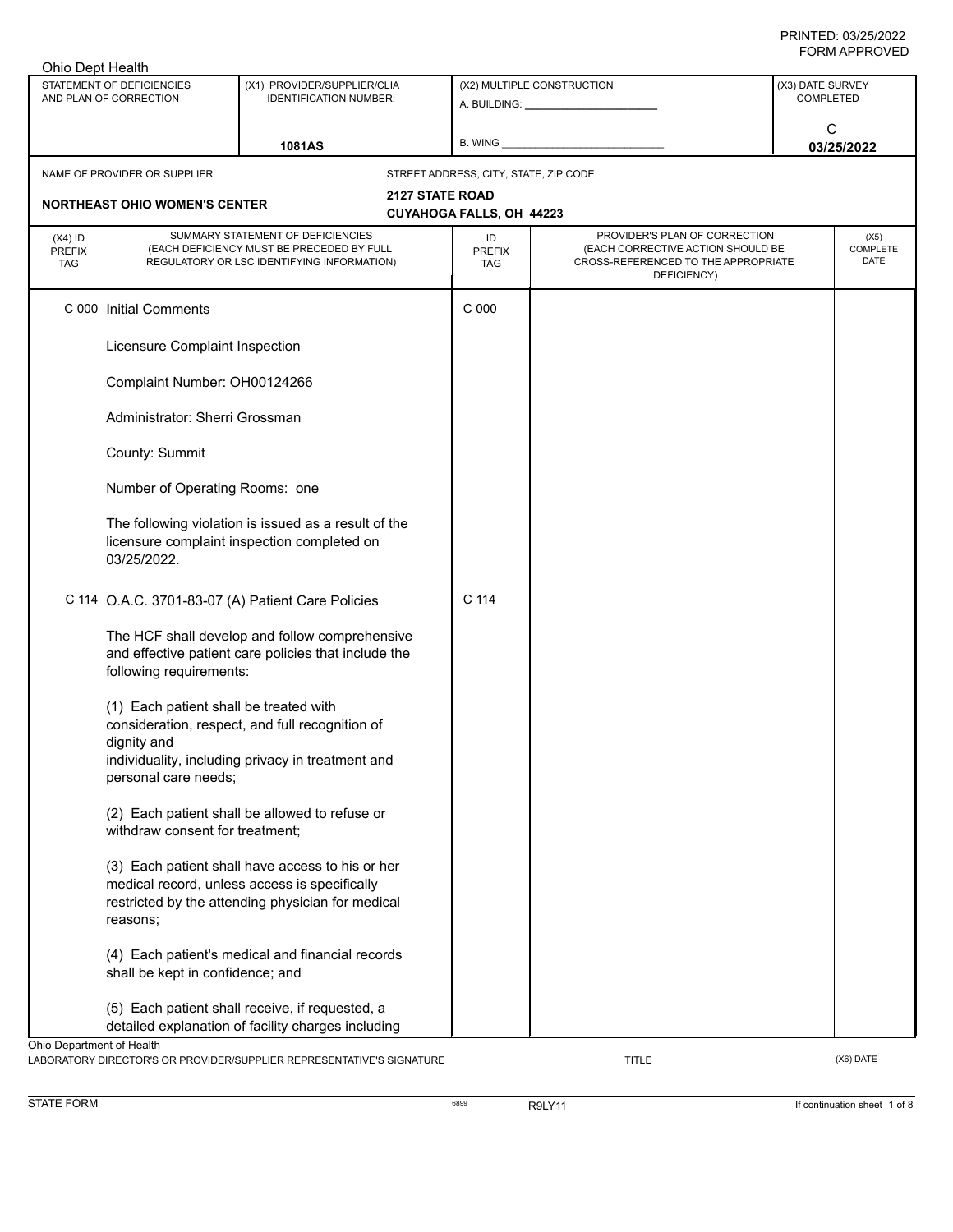PRINTED: 03/25/2022
FORM APPROVED

Ohio Dept Health

| STATEMENT OF DEFICIENCIES AND PLAN OF CORRECTION | (X1) PROVIDER/SUPPLIER/CLIA IDENTIFICATION NUMBER: | (X2) MULTIPLE CONSTRUCTION | (X3) DATE SURVEY COMPLETED |
|---|---|---|---|
| | 1081AS | A. BUILDING: ______ B. WING ______ | C 03/25/2022 |

| NAME OF PROVIDER OR SUPPLIER | STREET ADDRESS, CITY, STATE, ZIP CODE |
|---|---|
| NORTHEAST OHIO WOMEN'S CENTER | 2127 STATE ROAD CUYAHOGA FALLS, OH 44223 |

| (X4) ID PREFIX TAG | SUMMARY STATEMENT OF DEFICIENCIES (EACH DEFICIENCY MUST BE PRECEDED BY FULL REGULATORY OR LSC IDENTIFYING INFORMATION) | ID PREFIX TAG | PROVIDER'S PLAN OF CORRECTION (EACH CORRECTIVE ACTION SHOULD BE CROSS-REFERENCED TO THE APPROPRIATE DEFICIENCY) | (X5) COMPLETE DATE |
|---|---|---|---|---|
| C 000 | Initial Comments<br><br>Licensure Complaint Inspection<br><br>Complaint Number: OH00124266<br><br>Administrator: Sherri Grossman<br><br>County: Summit<br><br>Number of Operating Rooms: one<br><br>The following violation is issued as a result of the licensure complaint inspection completed on 03/25/2022. | C 000 | | |
| C 114 | O.A.C. 3701-83-07 (A) Patient Care Policies<br><br>The HCF shall develop and follow comprehensive and effective patient care policies that include the following requirements:<br><br>(1) Each patient shall be treated with consideration, respect, and full recognition of dignity and individuality, including privacy in treatment and personal care needs;<br><br>(2) Each patient shall be allowed to refuse or withdraw consent for treatment;<br><br>(3) Each patient shall have access to his or her medical record, unless access is specifically restricted by the attending physician for medical reasons;<br><br>(4) Each patient's medical and financial records shall be kept in confidence; and<br><br>(5) Each patient shall receive, if requested, a detailed explanation of facility charges including | C 114 | | |

Ohio Department of Health

LABORATORY DIRECTOR'S OR PROVIDER/SUPPLIER REPRESENTATIVE'S SIGNATURE | TITLE | (X6) DATE

STATE FORM 6899 R9LY11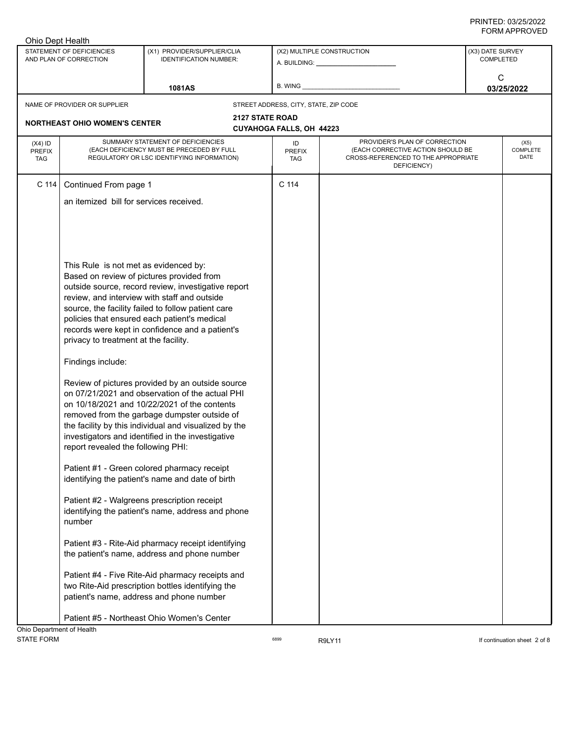PRINTED: 03/25/2022
FORM APPROVED

Ohio Dept Health

| STATEMENT OF DEFICIENCIES AND PLAN OF CORRECTION | (X1) PROVIDER/SUPPLIER/CLIA IDENTIFICATION NUMBER: | (X2) MULTIPLE CONSTRUCTION | (X3) DATE SURVEY COMPLETED |
|---|---|---|---|
| | 1081AS | A. BUILDING: ______ B. WING ______ | C 03/25/2022 |

| NAME OF PROVIDER OR SUPPLIER | STREET ADDRESS, CITY, STATE, ZIP CODE |
|---|---|
| NORTHEAST OHIO WOMEN'S CENTER | 2127 STATE ROAD CUYAHOGA FALLS, OH 44223 |

| (X4) ID PREFIX TAG | SUMMARY STATEMENT OF DEFICIENCIES (EACH DEFICIENCY MUST BE PRECEDED BY FULL REGULATORY OR LSC IDENTIFYING INFORMATION) | ID PREFIX TAG | PROVIDER'S PLAN OF CORRECTION (EACH CORRECTIVE ACTION SHOULD BE CROSS-REFERENCED TO THE APPROPRIATE DEFICIENCY) | (X5) COMPLETE DATE |
|---|---|---|---|---|
| C 114 | Continued From page 1 | C 114 | | |

an itemized bill for services received.

This Rule is not met as evidenced by:
Based on review of pictures provided from outside source, record review, investigative report review, and interview with staff and outside source, the facility failed to follow patient care policies that ensured each patient's medical records were kept in confidence and a patient's privacy to treatment at the facility.

Findings include:

Review of pictures provided by an outside source on 07/21/2021 and observation of the actual PHI on 10/18/2021 and 10/22/2021 of the contents removed from the garbage dumpster outside of the facility by this individual and visualized by the investigators and identified in the investigative report revealed the following PHI:

Patient #1 - Green colored pharmacy receipt identifying the patient's name and date of birth

Patient #2 - Walgreens prescription receipt identifying the patient's name, address and phone number

Patient #3 - Rite-Aid pharmacy receipt identifying the patient's name, address and phone number

Patient #4 - Five Rite-Aid pharmacy receipts and two Rite-Aid prescription bottles identifying the patient's name, address and phone number

Patient #5 - Northeast Ohio Women's Center

Ohio Department of Health
STATE FORM 6899 R9LY11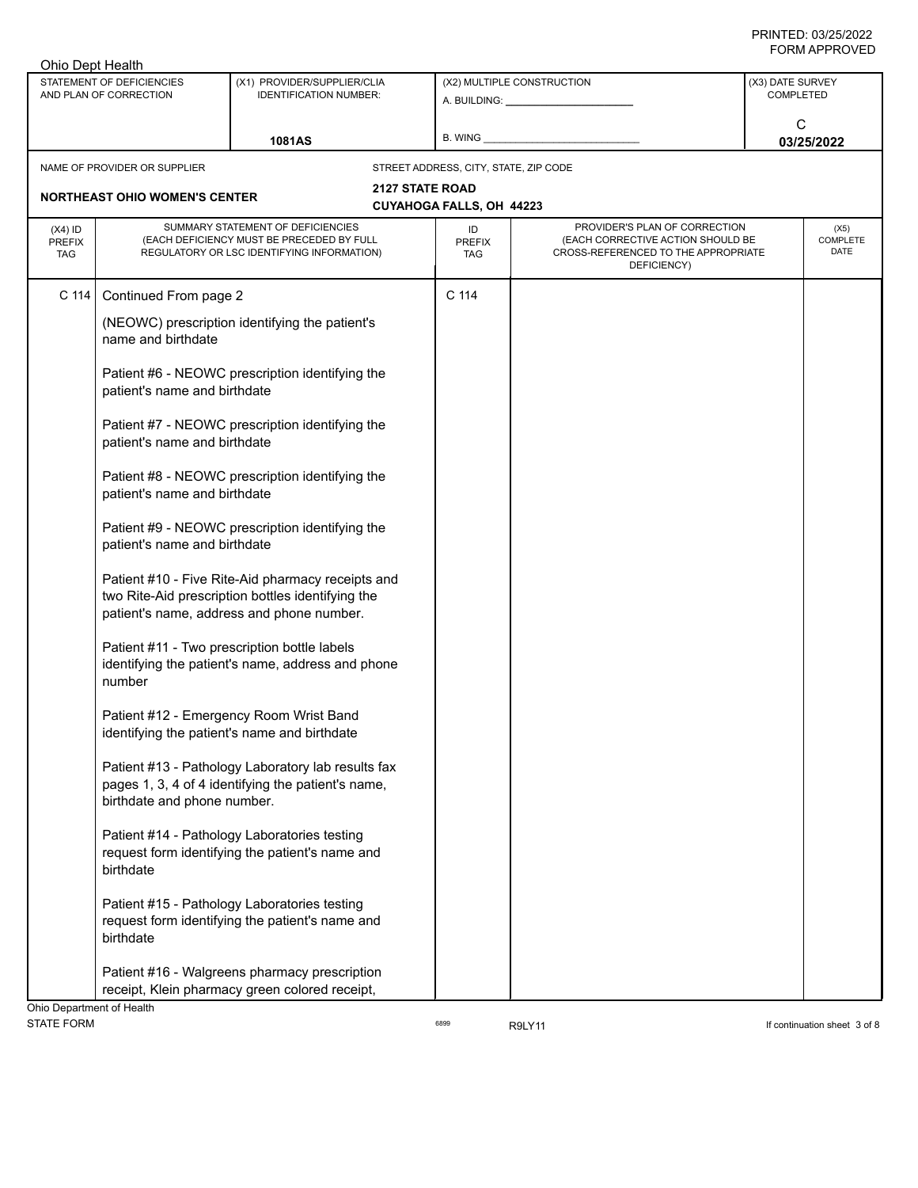Ohio Dept Health

| STATEMENT OF DEFICIENCIES AND PLAN OF CORRECTION | (X1) PROVIDER/SUPPLIER/CLIA IDENTIFICATION NUMBER: | (X2) MULTIPLE CONSTRUCTION | (X3) DATE SURVEY COMPLETED |
|---|---|---|---|
| | 1081AS | A. BUILDING: ___ B. WING ___ | C 03/25/2022 |

NAME OF PROVIDER OR SUPPLIER: **NORTHEAST OHIO WOMEN'S CENTER**

STREET ADDRESS, CITY, STATE, ZIP CODE: **2127 STATE ROAD, CUYAHOGA FALLS, OH 44223**

| (X4) ID PREFIX TAG | SUMMARY STATEMENT OF DEFICIENCIES (EACH DEFICIENCY MUST BE PRECEDED BY FULL REGULATORY OR LSC IDENTIFYING INFORMATION) | ID PREFIX TAG | PROVIDER'S PLAN OF CORRECTION (EACH CORRECTIVE ACTION SHOULD BE CROSS-REFERENCED TO THE APPROPRIATE DEFICIENCY) | (X5) COMPLETE DATE |
|---|---|---|---|---|
| C 114 | Continued From page 2<br><br>(NEOWC) prescription identifying the patient's name and birthdate<br><br>Patient #6 - NEOWC prescription identifying the patient's name and birthdate<br><br>Patient #7 - NEOWC prescription identifying the patient's name and birthdate<br><br>Patient #8 - NEOWC prescription identifying the patient's name and birthdate<br><br>Patient #9 - NEOWC prescription identifying the patient's name and birthdate<br><br>Patient #10 - Five Rite-Aid pharmacy receipts and two Rite-Aid prescription bottles identifying the patient's name, address and phone number.<br><br>Patient #11 - Two prescription bottle labels identifying the patient's name, address and phone number<br><br>Patient #12 - Emergency Room Wrist Band identifying the patient's name and birthdate<br><br>Patient #13 - Pathology Laboratory lab results fax pages 1, 3, 4 of 4 identifying the patient's name, birthdate and phone number.<br><br>Patient #14 - Pathology Laboratories testing request form identifying the patient's name and birthdate<br><br>Patient #15 - Pathology Laboratories testing request form identifying the patient's name and birthdate<br><br>Patient #16 - Walgreens pharmacy prescription receipt, Klein pharmacy green colored receipt, | C 114 | | |

Ohio Department of Health
STATE FORM 6899 R9LY11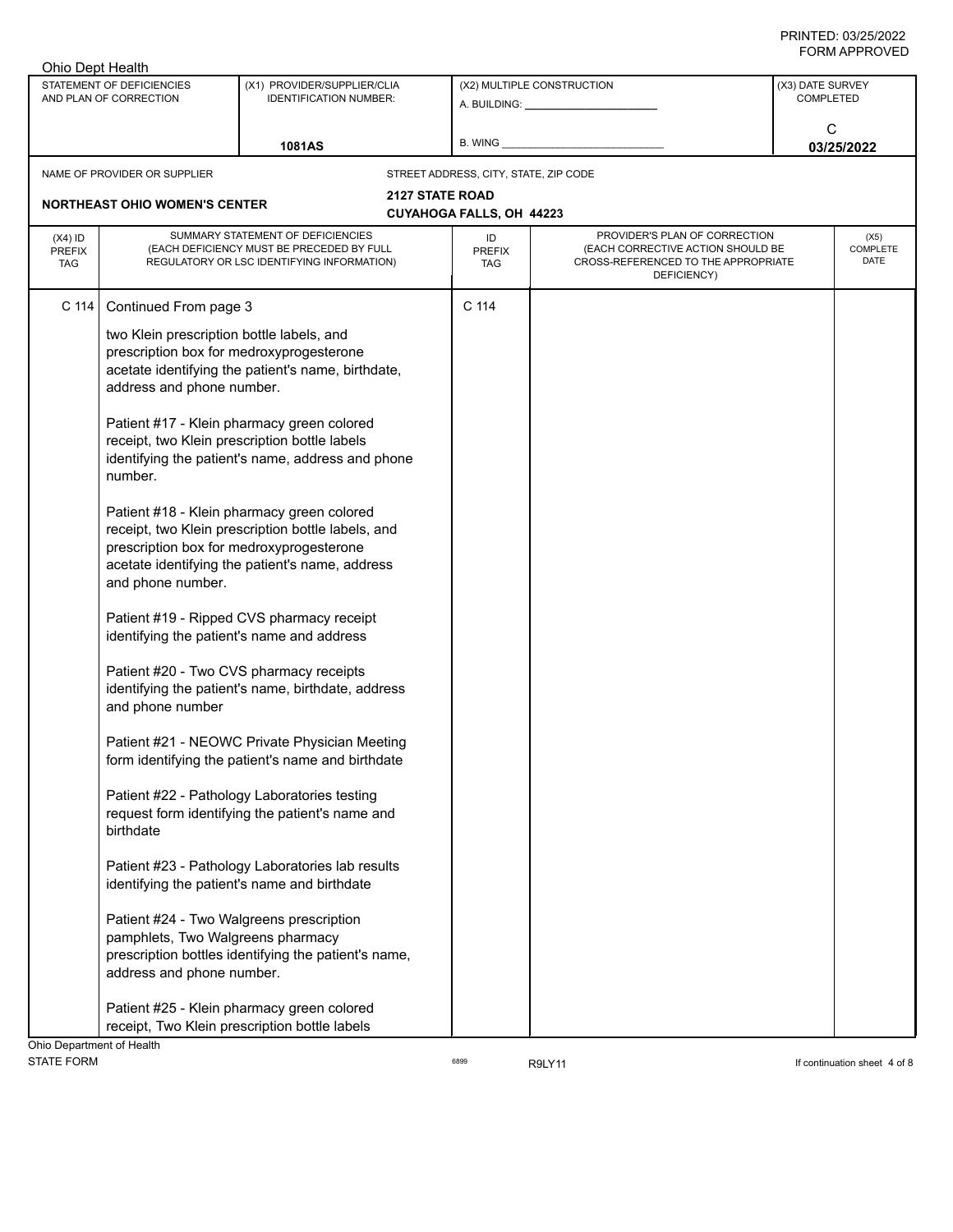PRINTED: 03/25/2022
FORM APPROVED

Ohio Dept Health

| STATEMENT OF DEFICIENCIES AND PLAN OF CORRECTION | (X1) PROVIDER/SUPPLIER/CLIA IDENTIFICATION NUMBER: | (X2) MULTIPLE CONSTRUCTION | (X3) DATE SURVEY COMPLETED |
|---|---|---|---|
| | 1081AS | A. BUILDING: ______ B. WING ______ | C 03/25/2022 |

| NAME OF PROVIDER OR SUPPLIER | STREET ADDRESS, CITY, STATE, ZIP CODE |
|---|---|
| NORTHEAST OHIO WOMEN'S CENTER | 2127 STATE ROAD CUYAHOGA FALLS, OH 44223 |

| (X4) ID PREFIX TAG | SUMMARY STATEMENT OF DEFICIENCIES (EACH DEFICIENCY MUST BE PRECEDED BY FULL REGULATORY OR LSC IDENTIFYING INFORMATION) | ID PREFIX TAG | PROVIDER'S PLAN OF CORRECTION (EACH CORRECTIVE ACTION SHOULD BE CROSS-REFERENCED TO THE APPROPRIATE DEFICIENCY) | (X5) COMPLETE DATE |
|---|---|---|---|---|
| C 114 | Continued From page 3<br><br>two Klein prescription bottle labels, and prescription box for medroxyprogesterone acetate identifying the patient's name, birthdate, address and phone number.<br><br>Patient #17 - Klein pharmacy green colored receipt, two Klein prescription bottle labels identifying the patient's name, address and phone number.<br><br>Patient #18 - Klein pharmacy green colored receipt, two Klein prescription bottle labels, and prescription box for medroxyprogesterone acetate identifying the patient's name, address and phone number.<br><br>Patient #19 - Ripped CVS pharmacy receipt identifying the patient's name and address<br><br>Patient #20 - Two CVS pharmacy receipts identifying the patient's name, birthdate, address and phone number<br><br>Patient #21 - NEOWC Private Physician Meeting form identifying the patient's name and birthdate<br><br>Patient #22 - Pathology Laboratories testing request form identifying the patient's name and birthdate<br><br>Patient #23 - Pathology Laboratories lab results identifying the patient's name and birthdate<br><br>Patient #24 - Two Walgreens prescription pamphlets, Two Walgreens pharmacy prescription bottles identifying the patient's name, address and phone number.<br><br>Patient #25 - Klein pharmacy green colored receipt, Two Klein prescription bottle labels | C 114 | | |

Ohio Department of Health
STATE FORM 6899 R9LY11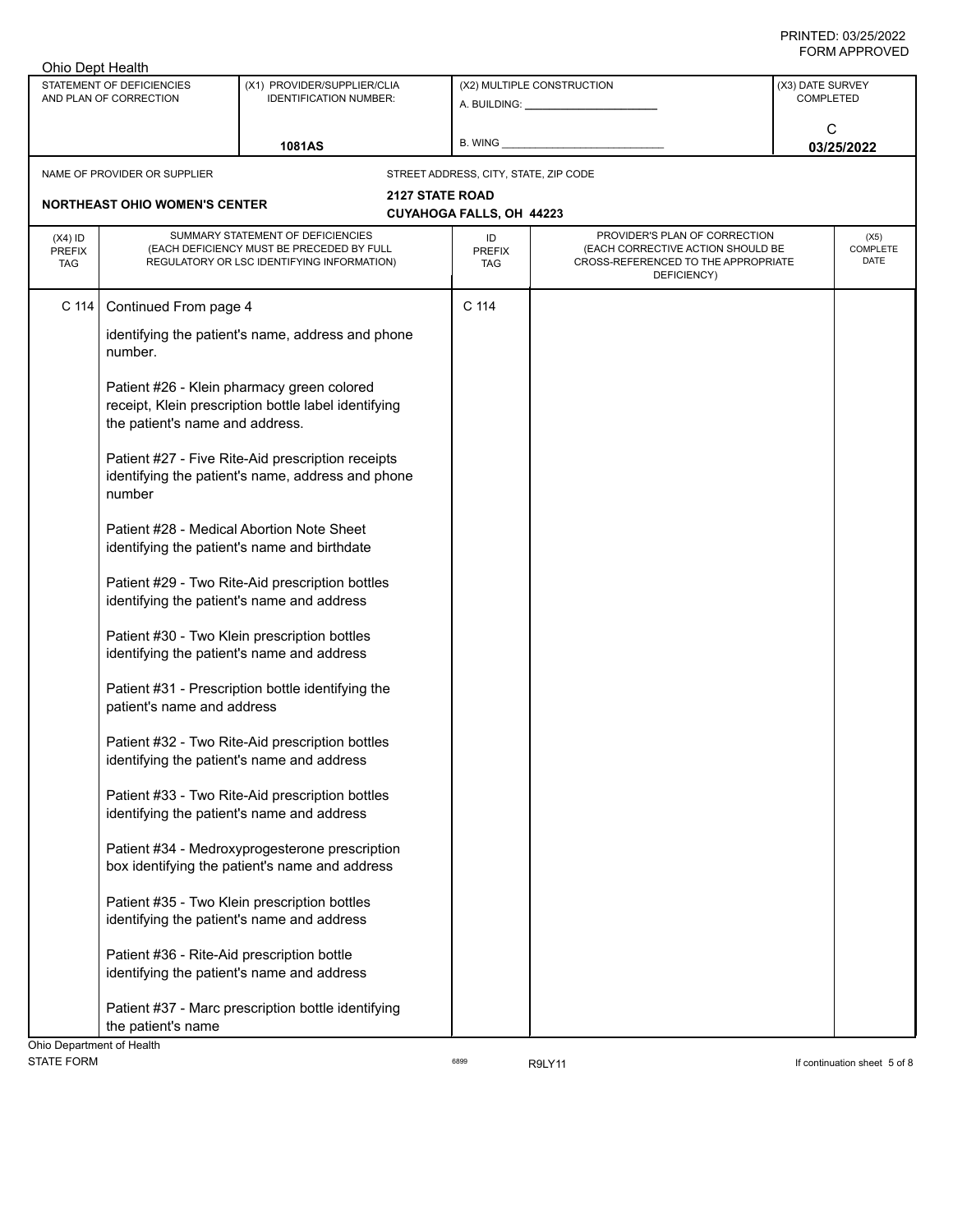Ohio Dept Health

| STATEMENT OF DEFICIENCIES AND PLAN OF CORRECTION | (X1) PROVIDER/SUPPLIER/CLIA IDENTIFICATION NUMBER: | (X2) MULTIPLE CONSTRUCTION | (X3) DATE SURVEY COMPLETED |
|---|---|---|---|
| | 1081AS | A. BUILDING: ____ B. WING ____ | C 03/25/2022 |

| NAME OF PROVIDER OR SUPPLIER | STREET ADDRESS, CITY, STATE, ZIP CODE |
|---|---|
| NORTHEAST OHIO WOMEN'S CENTER | 2127 STATE ROAD CUYAHOGA FALLS, OH 44223 |

| (X4) ID PREFIX TAG | SUMMARY STATEMENT OF DEFICIENCIES (EACH DEFICIENCY MUST BE PRECEDED BY FULL REGULATORY OR LSC IDENTIFYING INFORMATION) | ID PREFIX TAG | PROVIDER'S PLAN OF CORRECTION (EACH CORRECTIVE ACTION SHOULD BE CROSS-REFERENCED TO THE APPROPRIATE DEFICIENCY) | (X5) COMPLETE DATE |
|---|---|---|---|---|
| C 114 | Continued From page 4<br><br>identifying the patient's name, address and phone number.<br><br>Patient #26 - Klein pharmacy green colored receipt, Klein prescription bottle label identifying the patient's name and address.<br><br>Patient #27 - Five Rite-Aid prescription receipts identifying the patient's name, address and phone number<br><br>Patient #28 - Medical Abortion Note Sheet identifying the patient's name and birthdate<br><br>Patient #29 - Two Rite-Aid prescription bottles identifying the patient's name and address<br><br>Patient #30 - Two Klein prescription bottles identifying the patient's name and address<br><br>Patient #31 - Prescription bottle identifying the patient's name and address<br><br>Patient #32 - Two Rite-Aid prescription bottles identifying the patient's name and address<br><br>Patient #33 - Two Rite-Aid prescription bottles identifying the patient's name and address<br><br>Patient #34 - Medroxyprogesterone prescription box identifying the patient's name and address<br><br>Patient #35 - Two Klein prescription bottles identifying the patient's name and address<br><br>Patient #36 - Rite-Aid prescription bottle identifying the patient's name and address<br><br>Patient #37 - Marc prescription bottle identifying the patient's name | C 114 | | |

Ohio Department of Health
STATE FORM 6899 R9LY11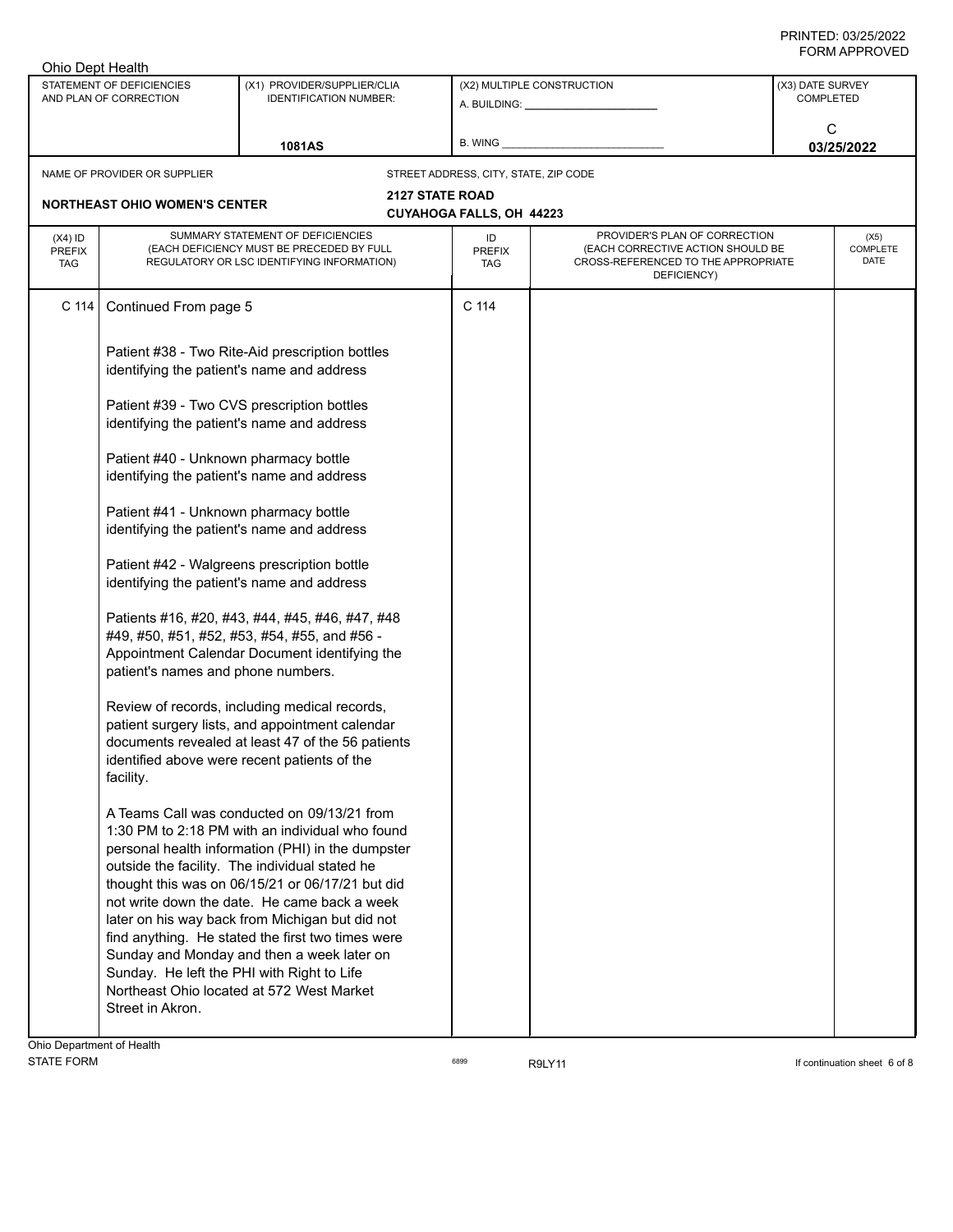Ohio Dept Health

| STATEMENT OF DEFICIENCIES AND PLAN OF CORRECTION | (X1) PROVIDER/SUPPLIER/CLIA IDENTIFICATION NUMBER: | (X2) MULTIPLE CONSTRUCTION | (X3) DATE SURVEY COMPLETED |
|---|---|---|---|
| | 1081AS | A. BUILDING: ______ B. WING ______ | C 03/25/2022 |

NAME OF PROVIDER OR SUPPLIER: **NORTHEAST OHIO WOMEN'S CENTER**

STREET ADDRESS, CITY, STATE, ZIP CODE: **2127 STATE ROAD, CUYAHOGA FALLS, OH 44223**

| (X4) ID PREFIX TAG | SUMMARY STATEMENT OF DEFICIENCIES (EACH DEFICIENCY MUST BE PRECEDED BY FULL REGULATORY OR LSC IDENTIFYING INFORMATION) | ID PREFIX TAG | PROVIDER'S PLAN OF CORRECTION (EACH CORRECTIVE ACTION SHOULD BE CROSS-REFERENCED TO THE APPROPRIATE DEFICIENCY) | (X5) COMPLETE DATE |
|---|---|---|---|---|
| C 114 | Continued From page 5 | C 114 | | |

Patient #38 - Two Rite-Aid prescription bottles identifying the patient's name and address

Patient #39 - Two CVS prescription bottles identifying the patient's name and address

Patient #40 - Unknown pharmacy bottle identifying the patient's name and address

Patient #41 - Unknown pharmacy bottle identifying the patient's name and address

Patient #42 - Walgreens prescription bottle identifying the patient's name and address

Patients #16, #20, #43, #44, #45, #46, #47, #48 #49, #50, #51, #52, #53, #54, #55, and #56 - Appointment Calendar Document identifying the patient's names and phone numbers.

Review of records, including medical records, patient surgery lists, and appointment calendar documents revealed at least 47 of the 56 patients identified above were recent patients of the facility.

A Teams Call was conducted on 09/13/21 from 1:30 PM to 2:18 PM with an individual who found personal health information (PHI) in the dumpster outside the facility. The individual stated he thought this was on 06/15/21 or 06/17/21 but did not write down the date. He came back a week later on his way back from Michigan but did not find anything. He stated the first two times were Sunday and Monday and then a week later on Sunday. He left the PHI with Right to Life Northeast Ohio located at 572 West Market Street in Akron.

Ohio Department of Health
STATE FORM 6899 R9LY11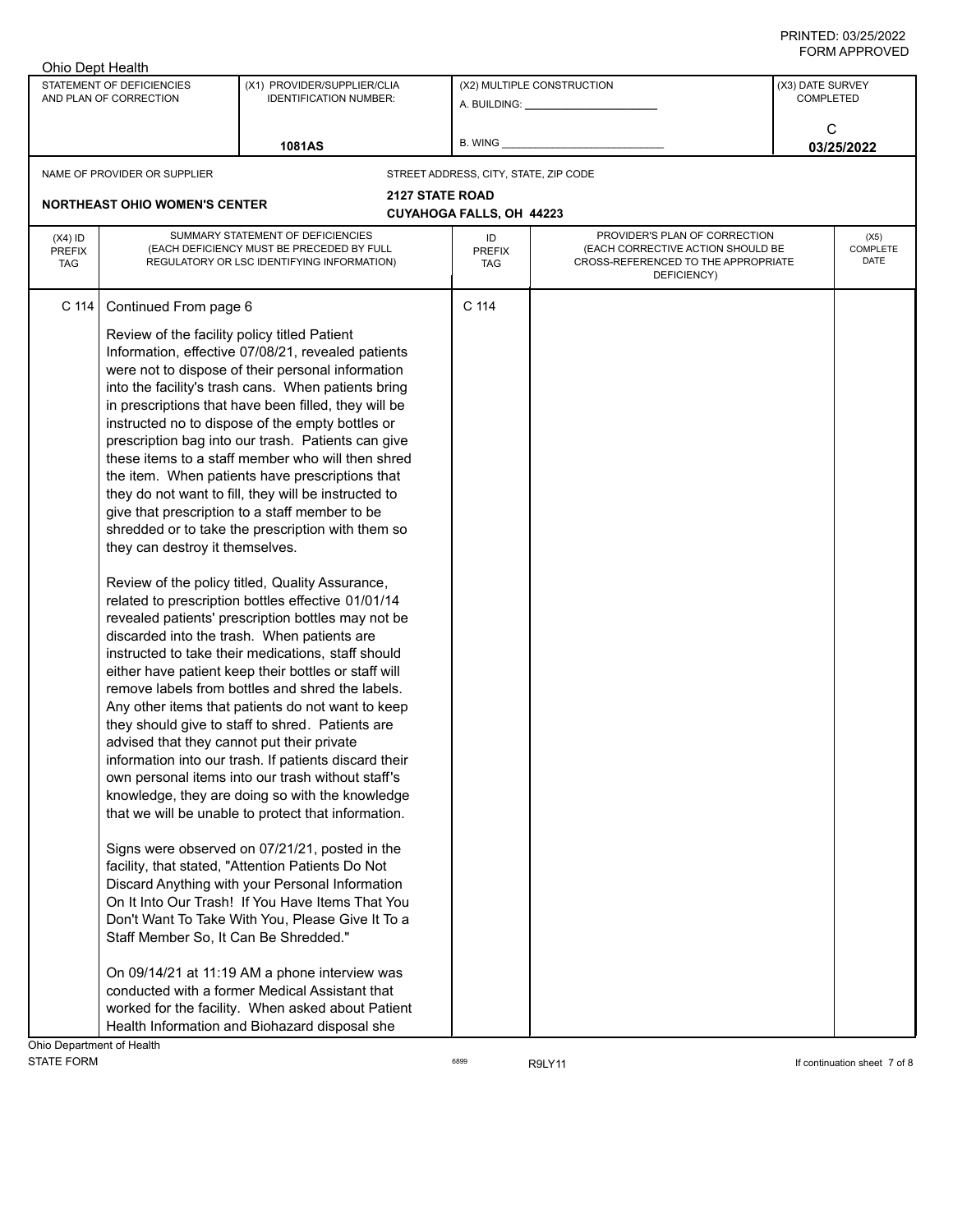Ohio Dept Health

| STATEMENT OF DEFICIENCIES AND PLAN OF CORRECTION | (X1) PROVIDER/SUPPLIER/CLIA IDENTIFICATION NUMBER: | (X2) MULTIPLE CONSTRUCTION | (X3) DATE SURVEY COMPLETED |
|---|---|---|---|
| | 1081AS | A. BUILDING: ______ B. WING ______ | C 03/25/2022 |

| NAME OF PROVIDER OR SUPPLIER | STREET ADDRESS, CITY, STATE, ZIP CODE |
|---|---|
| NORTHEAST OHIO WOMEN'S CENTER | 2127 STATE ROAD CUYAHOGA FALLS, OH 44223 |

| (X4) ID PREFIX TAG | SUMMARY STATEMENT OF DEFICIENCIES (EACH DEFICIENCY MUST BE PRECEDED BY FULL REGULATORY OR LSC IDENTIFYING INFORMATION) | ID PREFIX TAG | PROVIDER'S PLAN OF CORRECTION (EACH CORRECTIVE ACTION SHOULD BE CROSS-REFERENCED TO THE APPROPRIATE DEFICIENCY) | (X5) COMPLETE DATE |
|---|---|---|---|---|
| C 114 | Continued From page 6 | C 114 | | |

Review of the facility policy titled Patient Information, effective 07/08/21, revealed patients were not to dispose of their personal information into the facility's trash cans. When patients bring in prescriptions that have been filled, they will be instructed no to dispose of the empty bottles or prescription bag into our trash. Patients can give these items to a staff member who will then shred the item. When patients have prescriptions that they do not want to fill, they will be instructed to give that prescription to a staff member to be shredded or to take the prescription with them so they can destroy it themselves.

Review of the policy titled, Quality Assurance, related to prescription bottles effective 01/01/14 revealed patients' prescription bottles may not be discarded into the trash. When patients are instructed to take their medications, staff should either have patient keep their bottles or staff will remove labels from bottles and shred the labels. Any other items that patients do not want to keep they should give to staff to shred. Patients are advised that they cannot put their private information into our trash. If patients discard their own personal items into our trash without staff's knowledge, they are doing so with the knowledge that we will be unable to protect that information.

Signs were observed on 07/21/21, posted in the facility, that stated, "Attention Patients Do Not Discard Anything with your Personal Information On It Into Our Trash! If You Have Items That You Don't Want To Take With You, Please Give It To a Staff Member So, It Can Be Shredded."

On 09/14/21 at 11:19 AM a phone interview was conducted with a former Medical Assistant that worked for the facility. When asked about Patient Health Information and Biohazard disposal she

Ohio Department of Health
STATE FORM 6899 R9LY11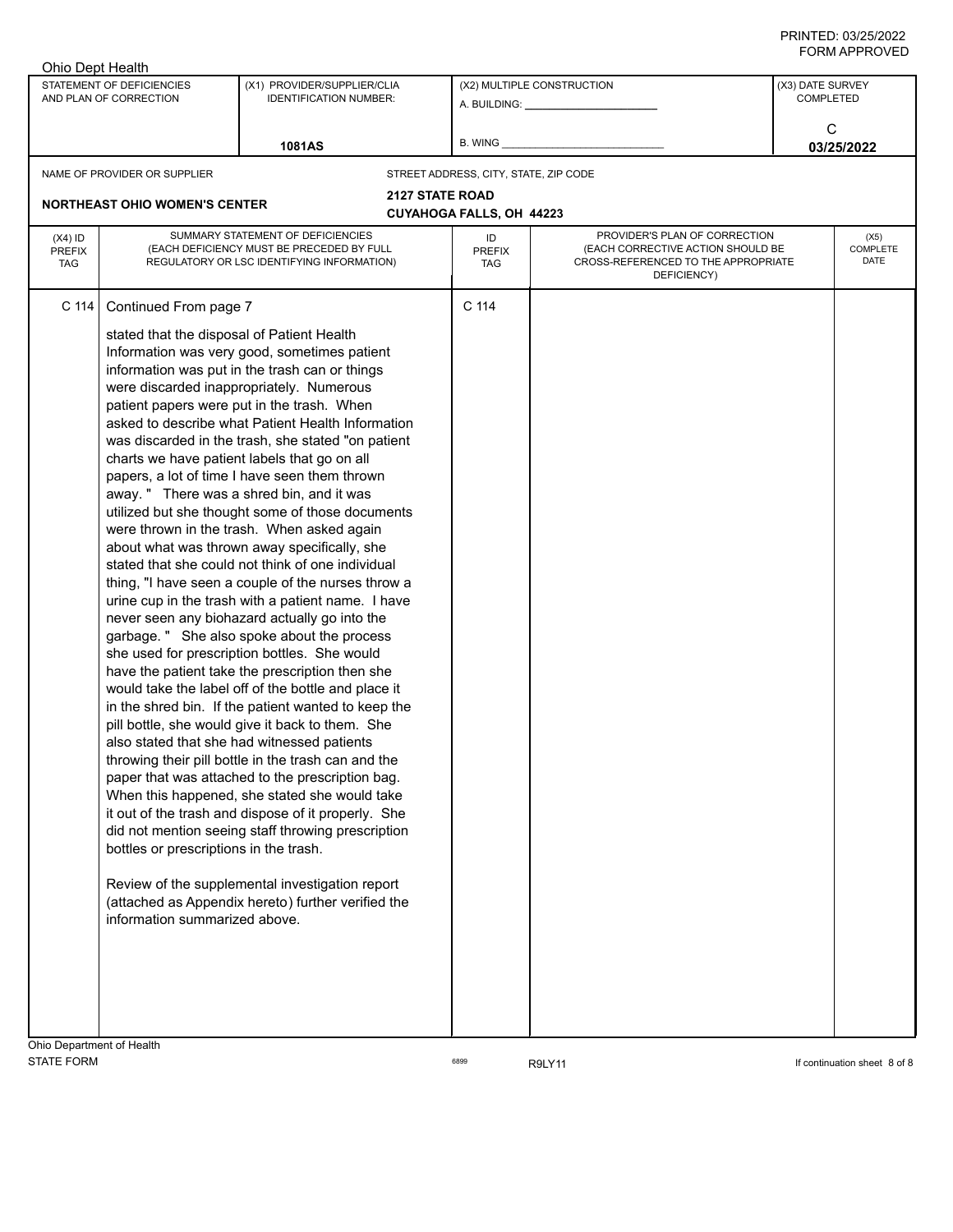Ohio Dept Health

| STATEMENT OF DEFICIENCIES AND PLAN OF CORRECTION | (X1) PROVIDER/SUPPLIER/CLIA IDENTIFICATION NUMBER: | (X2) MULTIPLE CONSTRUCTION | (X3) DATE SURVEY COMPLETED |
|---|---|---|---|
| | 1081AS | A. BUILDING: ______ B. WING ______ | C 03/25/2022 |

NAME OF PROVIDER OR SUPPLIER: **NORTHEAST OHIO WOMEN'S CENTER**

STREET ADDRESS, CITY, STATE, ZIP CODE: **2127 STATE ROAD, CUYAHOGA FALLS, OH 44223**

| (X4) ID PREFIX TAG | SUMMARY STATEMENT OF DEFICIENCIES (EACH DEFICIENCY MUST BE PRECEDED BY FULL REGULATORY OR LSC IDENTIFYING INFORMATION) | ID PREFIX TAG | PROVIDER'S PLAN OF CORRECTION (EACH CORRECTIVE ACTION SHOULD BE CROSS-REFERENCED TO THE APPROPRIATE DEFICIENCY) | (X5) COMPLETE DATE |
|---|---|---|---|---|
| C 114 | Continued From page 7<br><br>stated that the disposal of Patient Health Information was very good, sometimes patient information was put in the trash can or things were discarded inappropriately. Numerous patient papers were put in the trash. When asked to describe what Patient Health Information was discarded in the trash, she stated "on patient charts we have patient labels that go on all papers, a lot of time I have seen them thrown away. " There was a shred bin, and it was utilized but she thought some of those documents were thrown in the trash. When asked again about what was thrown away specifically, she stated that she could not think of one individual thing, "I have seen a couple of the nurses throw a urine cup in the trash with a patient name. I have never seen any biohazard actually go into the garbage. " She also spoke about the process she used for prescription bottles. She would have the patient take the prescription then she would take the label off of the bottle and place it in the shred bin. If the patient wanted to keep the pill bottle, she would give it back to them. She also stated that she had witnessed patients throwing their pill bottle in the trash can and the paper that was attached to the prescription bag. When this happened, she stated she would take it out of the trash and dispose of it properly. She did not mention seeing staff throwing prescription bottles or prescriptions in the trash.<br><br>Review of the supplemental investigation report (attached as Appendix hereto) further verified the information summarized above. | C 114 | | |

Ohio Department of Health
STATE FORM 6899 R9LY11